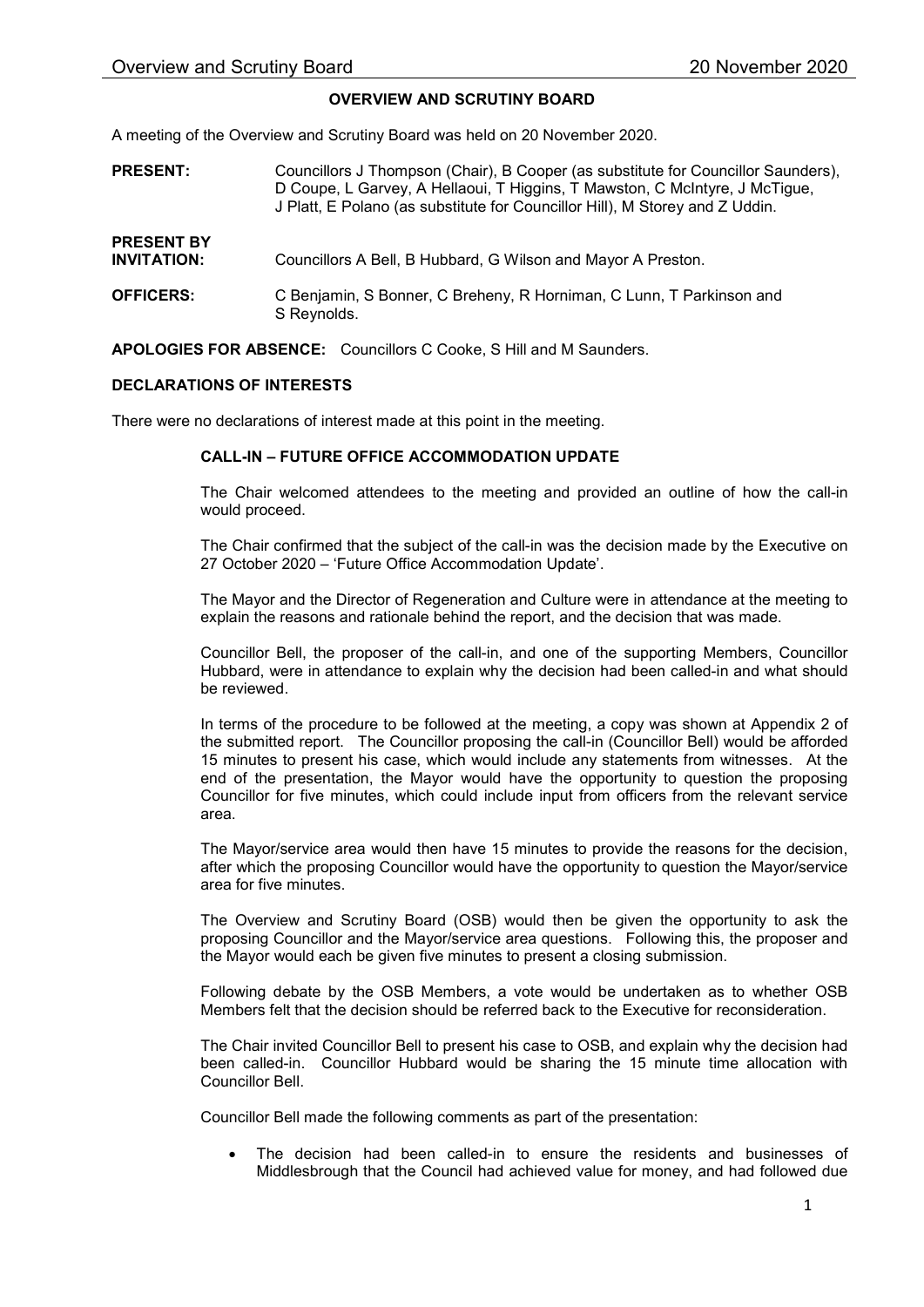# OVERVIEW AND SCRUTINY BOARD

A meeting of the Overview and Scrutiny Board was held on 20 November 2020.

**PRESENT:** Councillors J Thompson (Chair), B Cooper (as substitute for Councillor Saunders), D Coupe, L Garvey, A Hellaoui, T Higgins, T Mawston, C McIntyre, J McTigue, J Platt, E Polano (as substitute for Councillor Hill), M Storey and Z Uddin.

**PRESENT BY INVITATION:** Councillors A Bell, B Hubbard, G Wilson and Mayor A Preston.

**OFFICERS:** C Benjamin, S Bonner, C Breheny, R Horniman, C Lunn, T Parkinson and S Reynolds.

**APOLOGIES FOR ABSENCE:** Councillors C Cooke, S Hill and M Saunders.

## DECLARATIONS OF INTERESTS

There were no declarations of interest made at this point in the meeting.

### CALL-IN – FUTURE OFFICE ACCOMMODATION UPDATE

The Chair welcomed attendees to the meeting and provided an outline of how the call-in would proceed.

The Chair confirmed that the subject of the call-in was the decision made by the Executive on 27 October 2020 – 'Future Office Accommodation Update'.

The Mayor and the Director of Regeneration and Culture were in attendance at the meeting to explain the reasons and rationale behind the report, and the decision that was made.

Councillor Bell, the proposer of the call-in, and one of the supporting Members, Councillor Hubbard, were in attendance to explain why the decision had been called-in and what should be reviewed.

In terms of the procedure to be followed at the meeting, a copy was shown at Appendix 2 of the submitted report. The Councillor proposing the call-in (Councillor Bell) would be afforded 15 minutes to present his case, which would include any statements from witnesses. At the end of the presentation, the Mayor would have the opportunity to question the proposing Councillor for five minutes, which could include input from officers from the relevant service area.

The Mayor/service area would then have 15 minutes to provide the reasons for the decision, after which the proposing Councillor would have the opportunity to question the Mayor/service area for five minutes.

The Overview and Scrutiny Board (OSB) would then be given the opportunity to ask the proposing Councillor and the Mayor/service area questions. Following this, the proposer and the Mayor would each be given five minutes to present a closing submission.

Following debate by the OSB Members, a vote would be undertaken as to whether OSB Members felt that the decision should be referred back to the Executive for reconsideration.

The Chair invited Councillor Bell to present his case to OSB, and explain why the decision had been called-in. Councillor Hubbard would be sharing the 15 minute time allocation with Councillor Bell.

Councillor Bell made the following comments as part of the presentation:

- The decision had been called-in to ensure the residents and businesses of Middlesbrough that the Council had achieved value for money, and had followed due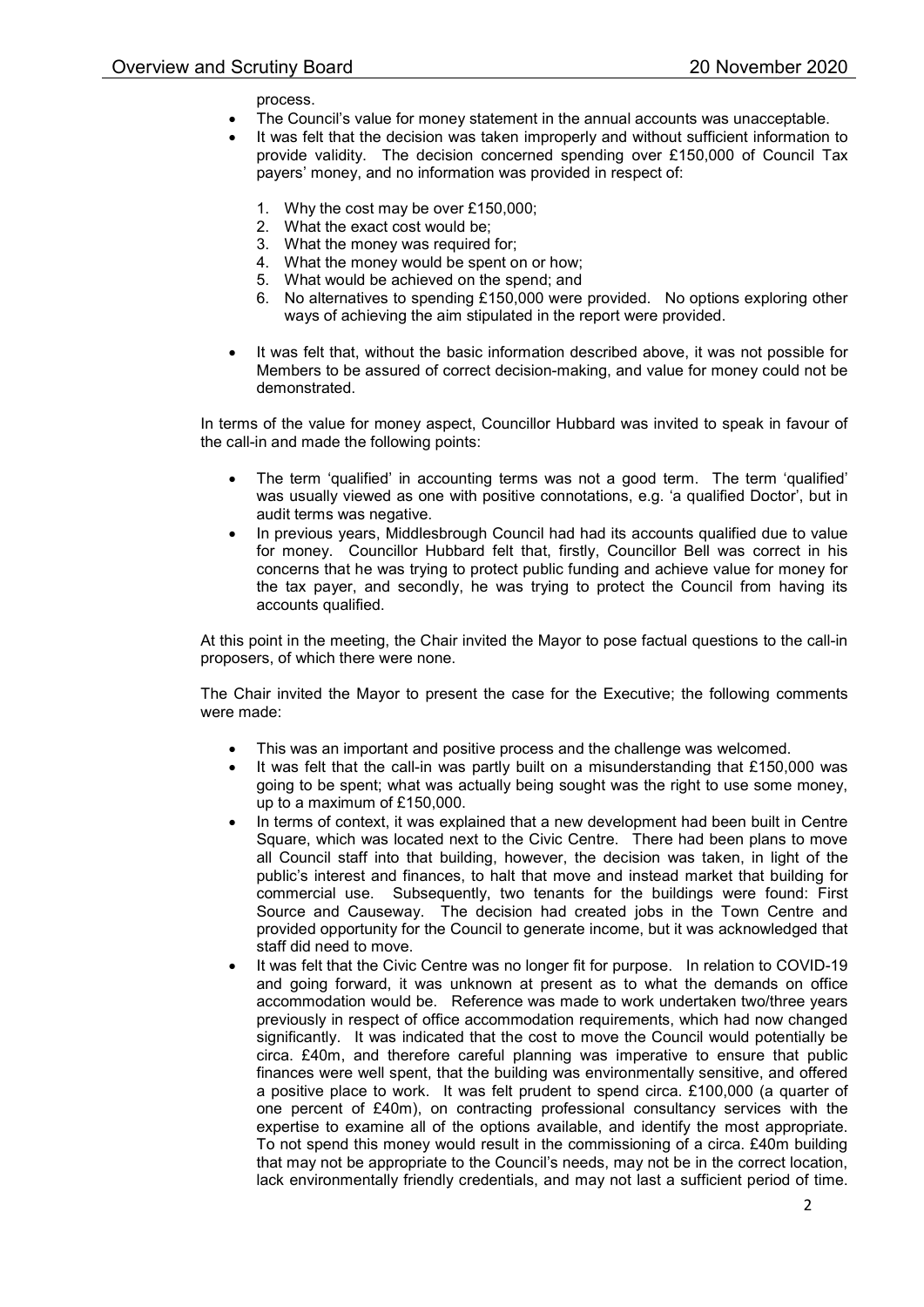process.

- The Council's value for money statement in the annual accounts was unacceptable.
- It was felt that the decision was taken improperly and without sufficient information to provide validity. The decision concerned spending over £150,000 of Council Tax payers' money, and no information was provided in respect of:

  1. Why the cost may be over £150,000;
  2. What the exact cost would be;
  3. What the money was required for;
  4. What the money would be spent on or how;
  5. What would be achieved on the spend; and
  6. No alternatives to spending £150,000 were provided. No options exploring other ways of achieving the aim stipulated in the report were provided.

- It was felt that, without the basic information described above, it was not possible for Members to be assured of correct decision-making, and value for money could not be demonstrated.

In terms of the value for money aspect, Councillor Hubbard was invited to speak in favour of the call-in and made the following points:

- The term 'qualified' in accounting terms was not a good term. The term 'qualified' was usually viewed as one with positive connotations, e.g. 'a qualified Doctor', but in audit terms was negative.
- In previous years, Middlesbrough Council had had its accounts qualified due to value for money. Councillor Hubbard felt that, firstly, Councillor Bell was correct in his concerns that he was trying to protect public funding and achieve value for money for the tax payer, and secondly, he was trying to protect the Council from having its accounts qualified.

At this point in the meeting, the Chair invited the Mayor to pose factual questions to the call-in proposers, of which there were none.

The Chair invited the Mayor to present the case for the Executive; the following comments were made:

- This was an important and positive process and the challenge was welcomed.
- It was felt that the call-in was partly built on a misunderstanding that £150,000 was going to be spent; what was actually being sought was the right to use some money, up to a maximum of £150,000.
- In terms of context, it was explained that a new development had been built in Centre Square, which was located next to the Civic Centre. There had been plans to move all Council staff into that building, however, the decision was taken, in light of the public's interest and finances, to halt that move and instead market that building for commercial use. Subsequently, two tenants for the buildings were found: First Source and Causeway. The decision had created jobs in the Town Centre and provided opportunity for the Council to generate income, but it was acknowledged that staff did need to move.
- It was felt that the Civic Centre was no longer fit for purpose. In relation to COVID-19 and going forward, it was unknown at present as to what the demands on office accommodation would be. Reference was made to work undertaken two/three years previously in respect of office accommodation requirements, which had now changed significantly. It was indicated that the cost to move the Council would potentially be circa. £40m, and therefore careful planning was imperative to ensure that public finances were well spent, that the building was environmentally sensitive, and offered a positive place to work. It was felt prudent to spend circa. £100,000 (a quarter of one percent of £40m), on contracting professional consultancy services with the expertise to examine all of the options available, and identify the most appropriate. To not spend this money would result in the commissioning of a circa. £40m building that may not be appropriate to the Council's needs, may not be in the correct location, lack environmentally friendly credentials, and may not last a sufficient period of time.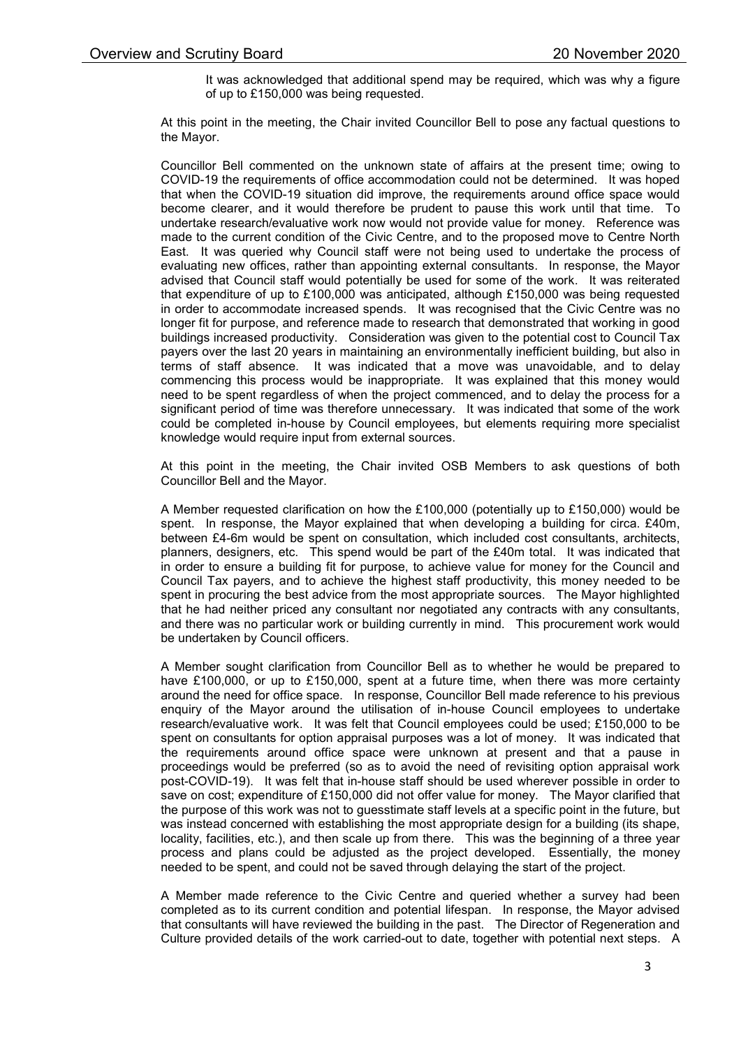It was acknowledged that additional spend may be required, which was why a figure of up to £150,000 was being requested.

At this point in the meeting, the Chair invited Councillor Bell to pose any factual questions to the Mayor.

Councillor Bell commented on the unknown state of affairs at the present time; owing to COVID-19 the requirements of office accommodation could not be determined. It was hoped that when the COVID-19 situation did improve, the requirements around office space would become clearer, and it would therefore be prudent to pause this work until that time. To undertake research/evaluative work now would not provide value for money. Reference was made to the current condition of the Civic Centre, and to the proposed move to Centre North East. It was queried why Council staff were not being used to undertake the process of evaluating new offices, rather than appointing external consultants. In response, the Mayor advised that Council staff would potentially be used for some of the work. It was reiterated that expenditure of up to £100,000 was anticipated, although £150,000 was being requested in order to accommodate increased spends. It was recognised that the Civic Centre was no longer fit for purpose, and reference made to research that demonstrated that working in good buildings increased productivity. Consideration was given to the potential cost to Council Tax payers over the last 20 years in maintaining an environmentally inefficient building, but also in terms of staff absence. It was indicated that a move was unavoidable, and to delay commencing this process would be inappropriate. It was explained that this money would need to be spent regardless of when the project commenced, and to delay the process for a significant period of time was therefore unnecessary. It was indicated that some of the work could be completed in-house by Council employees, but elements requiring more specialist knowledge would require input from external sources.

At this point in the meeting, the Chair invited OSB Members to ask questions of both Councillor Bell and the Mayor.

A Member requested clarification on how the £100,000 (potentially up to £150,000) would be spent. In response, the Mayor explained that when developing a building for circa. £40m, between £4-6m would be spent on consultation, which included cost consultants, architects, planners, designers, etc. This spend would be part of the £40m total. It was indicated that in order to ensure a building fit for purpose, to achieve value for money for the Council and Council Tax payers, and to achieve the highest staff productivity, this money needed to be spent in procuring the best advice from the most appropriate sources. The Mayor highlighted that he had neither priced any consultant nor negotiated any contracts with any consultants, and there was no particular work or building currently in mind. This procurement work would be undertaken by Council officers.

A Member sought clarification from Councillor Bell as to whether he would be prepared to have £100,000, or up to £150,000, spent at a future time, when there was more certainty around the need for office space. In response, Councillor Bell made reference to his previous enquiry of the Mayor around the utilisation of in-house Council employees to undertake research/evaluative work. It was felt that Council employees could be used; £150,000 to be spent on consultants for option appraisal purposes was a lot of money. It was indicated that the requirements around office space were unknown at present and that a pause in proceedings would be preferred (so as to avoid the need of revisiting option appraisal work post-COVID-19). It was felt that in-house staff should be used wherever possible in order to save on cost; expenditure of £150,000 did not offer value for money. The Mayor clarified that the purpose of this work was not to guesstimate staff levels at a specific point in the future, but was instead concerned with establishing the most appropriate design for a building (its shape, locality, facilities, etc.), and then scale up from there. This was the beginning of a three year process and plans could be adjusted as the project developed. Essentially, the money needed to be spent, and could not be saved through delaying the start of the project.

A Member made reference to the Civic Centre and queried whether a survey had been completed as to its current condition and potential lifespan. In response, the Mayor advised that consultants will have reviewed the building in the past. The Director of Regeneration and Culture provided details of the work carried-out to date, together with potential next steps. A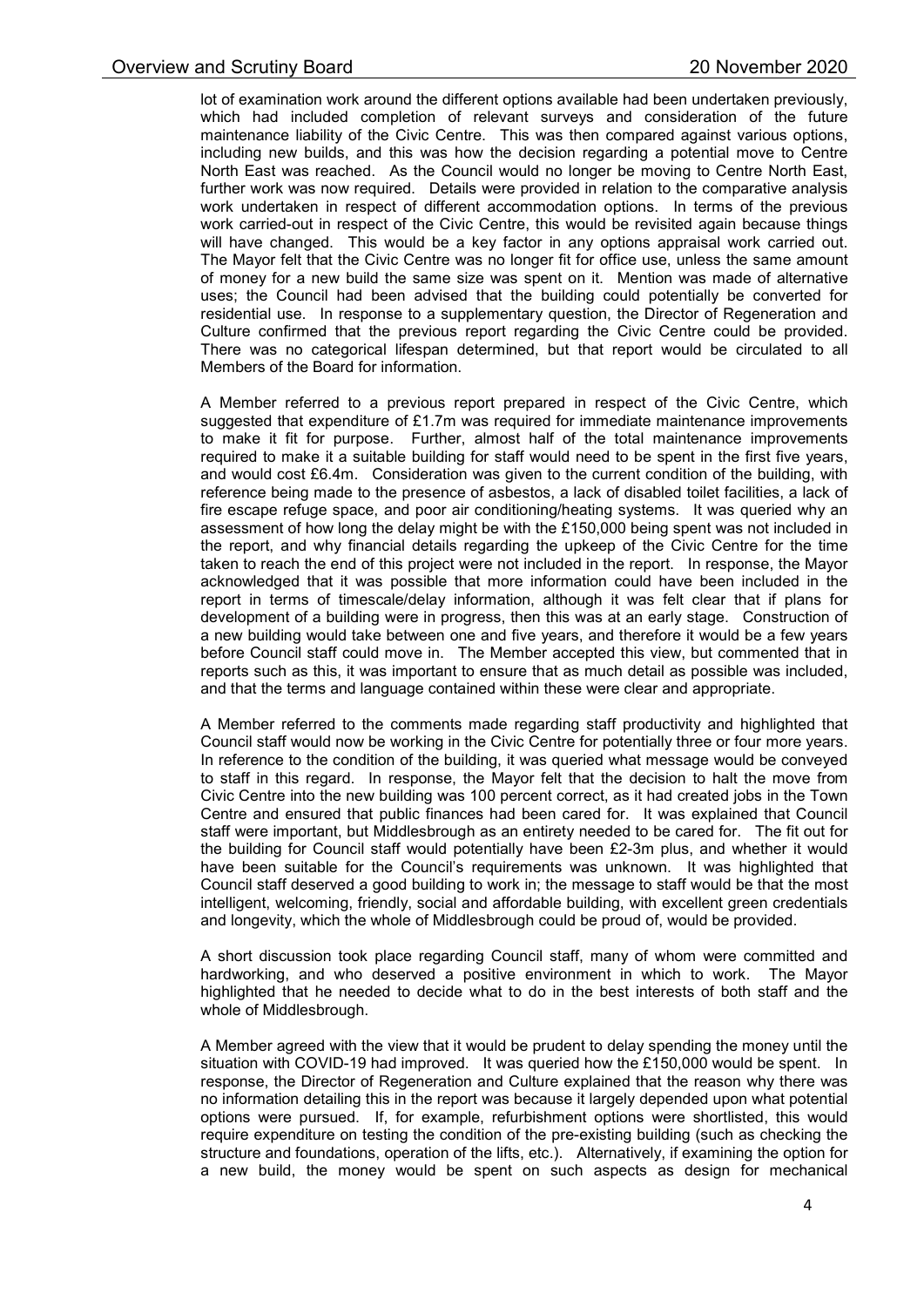lot of examination work around the different options available had been undertaken previously, which had included completion of relevant surveys and consideration of the future maintenance liability of the Civic Centre. This was then compared against various options, including new builds, and this was how the decision regarding a potential move to Centre North East was reached. As the Council would no longer be moving to Centre North East, further work was now required. Details were provided in relation to the comparative analysis work undertaken in respect of different accommodation options. In terms of the previous work carried-out in respect of the Civic Centre, this would be revisited again because things will have changed. This would be a key factor in any options appraisal work carried out. The Mayor felt that the Civic Centre was no longer fit for office use, unless the same amount of money for a new build the same size was spent on it. Mention was made of alternative uses; the Council had been advised that the building could potentially be converted for residential use. In response to a supplementary question, the Director of Regeneration and Culture confirmed that the previous report regarding the Civic Centre could be provided. There was no categorical lifespan determined, but that report would be circulated to all Members of the Board for information.

A Member referred to a previous report prepared in respect of the Civic Centre, which suggested that expenditure of £1.7m was required for immediate maintenance improvements to make it fit for purpose. Further, almost half of the total maintenance improvements required to make it a suitable building for staff would need to be spent in the first five years, and would cost £6.4m. Consideration was given to the current condition of the building, with reference being made to the presence of asbestos, a lack of disabled toilet facilities, a lack of fire escape refuge space, and poor air conditioning/heating systems. It was queried why an assessment of how long the delay might be with the £150,000 being spent was not included in the report, and why financial details regarding the upkeep of the Civic Centre for the time taken to reach the end of this project were not included in the report. In response, the Mayor acknowledged that it was possible that more information could have been included in the report in terms of timescale/delay information, although it was felt clear that if plans for development of a building were in progress, then this was at an early stage. Construction of a new building would take between one and five years, and therefore it would be a few years before Council staff could move in. The Member accepted this view, but commented that in reports such as this, it was important to ensure that as much detail as possible was included, and that the terms and language contained within these were clear and appropriate.

A Member referred to the comments made regarding staff productivity and highlighted that Council staff would now be working in the Civic Centre for potentially three or four more years. In reference to the condition of the building, it was queried what message would be conveyed to staff in this regard. In response, the Mayor felt that the decision to halt the move from Civic Centre into the new building was 100 percent correct, as it had created jobs in the Town Centre and ensured that public finances had been cared for. It was explained that Council staff were important, but Middlesbrough as an entirety needed to be cared for. The fit out for the building for Council staff would potentially have been £2-3m plus, and whether it would have been suitable for the Council's requirements was unknown. It was highlighted that Council staff deserved a good building to work in; the message to staff would be that the most intelligent, welcoming, friendly, social and affordable building, with excellent green credentials and longevity, which the whole of Middlesbrough could be proud of, would be provided.

A short discussion took place regarding Council staff, many of whom were committed and hardworking, and who deserved a positive environment in which to work. The Mayor highlighted that he needed to decide what to do in the best interests of both staff and the whole of Middlesbrough.

A Member agreed with the view that it would be prudent to delay spending the money until the situation with COVID-19 had improved. It was queried how the £150,000 would be spent. In response, the Director of Regeneration and Culture explained that the reason why there was no information detailing this in the report was because it largely depended upon what potential options were pursued. If, for example, refurbishment options were shortlisted, this would require expenditure on testing the condition of the pre-existing building (such as checking the structure and foundations, operation of the lifts, etc.). Alternatively, if examining the option for a new build, the money would be spent on such aspects as design for mechanical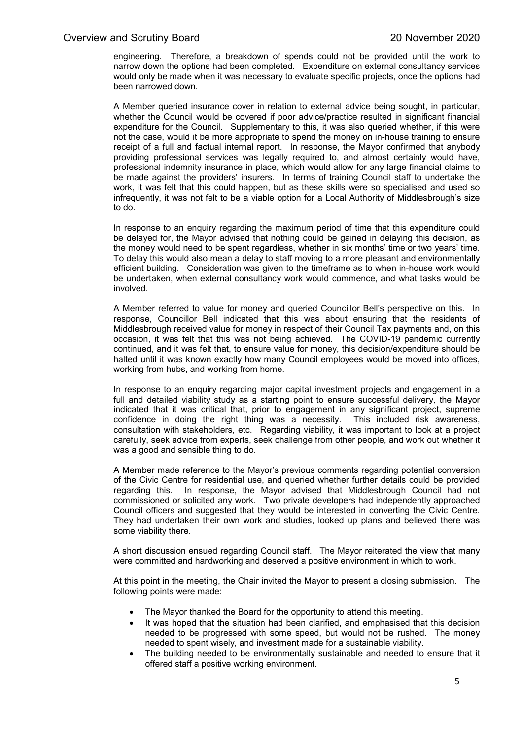engineering. Therefore, a breakdown of spends could not be provided until the work to narrow down the options had been completed. Expenditure on external consultancy services would only be made when it was necessary to evaluate specific projects, once the options had been narrowed down.

A Member queried insurance cover in relation to external advice being sought, in particular, whether the Council would be covered if poor advice/practice resulted in significant financial expenditure for the Council. Supplementary to this, it was also queried whether, if this were not the case, would it be more appropriate to spend the money on in-house training to ensure receipt of a full and factual internal report. In response, the Mayor confirmed that anybody providing professional services was legally required to, and almost certainly would have, professional indemnity insurance in place, which would allow for any large financial claims to be made against the providers' insurers. In terms of training Council staff to undertake the work, it was felt that this could happen, but as these skills were so specialised and used so infrequently, it was not felt to be a viable option for a Local Authority of Middlesbrough's size to do.

In response to an enquiry regarding the maximum period of time that this expenditure could be delayed for, the Mayor advised that nothing could be gained in delaying this decision, as the money would need to be spent regardless, whether in six months' time or two years' time. To delay this would also mean a delay to staff moving to a more pleasant and environmentally efficient building. Consideration was given to the timeframe as to when in-house work would be undertaken, when external consultancy work would commence, and what tasks would be involved.

A Member referred to value for money and queried Councillor Bell's perspective on this. In response, Councillor Bell indicated that this was about ensuring that the residents of Middlesbrough received value for money in respect of their Council Tax payments and, on this occasion, it was felt that this was not being achieved. The COVID-19 pandemic currently continued, and it was felt that, to ensure value for money, this decision/expenditure should be halted until it was known exactly how many Council employees would be moved into offices, working from hubs, and working from home.

In response to an enquiry regarding major capital investment projects and engagement in a full and detailed viability study as a starting point to ensure successful delivery, the Mayor indicated that it was critical that, prior to engagement in any significant project, supreme confidence in doing the right thing was a necessity. This included risk awareness, consultation with stakeholders, etc. Regarding viability, it was important to look at a project carefully, seek advice from experts, seek challenge from other people, and work out whether it was a good and sensible thing to do.

A Member made reference to the Mayor's previous comments regarding potential conversion of the Civic Centre for residential use, and queried whether further details could be provided regarding this. In response, the Mayor advised that Middlesbrough Council had not commissioned or solicited any work. Two private developers had independently approached Council officers and suggested that they would be interested in converting the Civic Centre. They had undertaken their own work and studies, looked up plans and believed there was some viability there.

A short discussion ensued regarding Council staff. The Mayor reiterated the view that many were committed and hardworking and deserved a positive environment in which to work.

At this point in the meeting, the Chair invited the Mayor to present a closing submission. The following points were made:

- The Mayor thanked the Board for the opportunity to attend this meeting.
- It was hoped that the situation had been clarified, and emphasised that this decision needed to be progressed with some speed, but would not be rushed. The money needed to spent wisely, and investment made for a sustainable viability.
- The building needed to be environmentally sustainable and needed to ensure that it offered staff a positive working environment.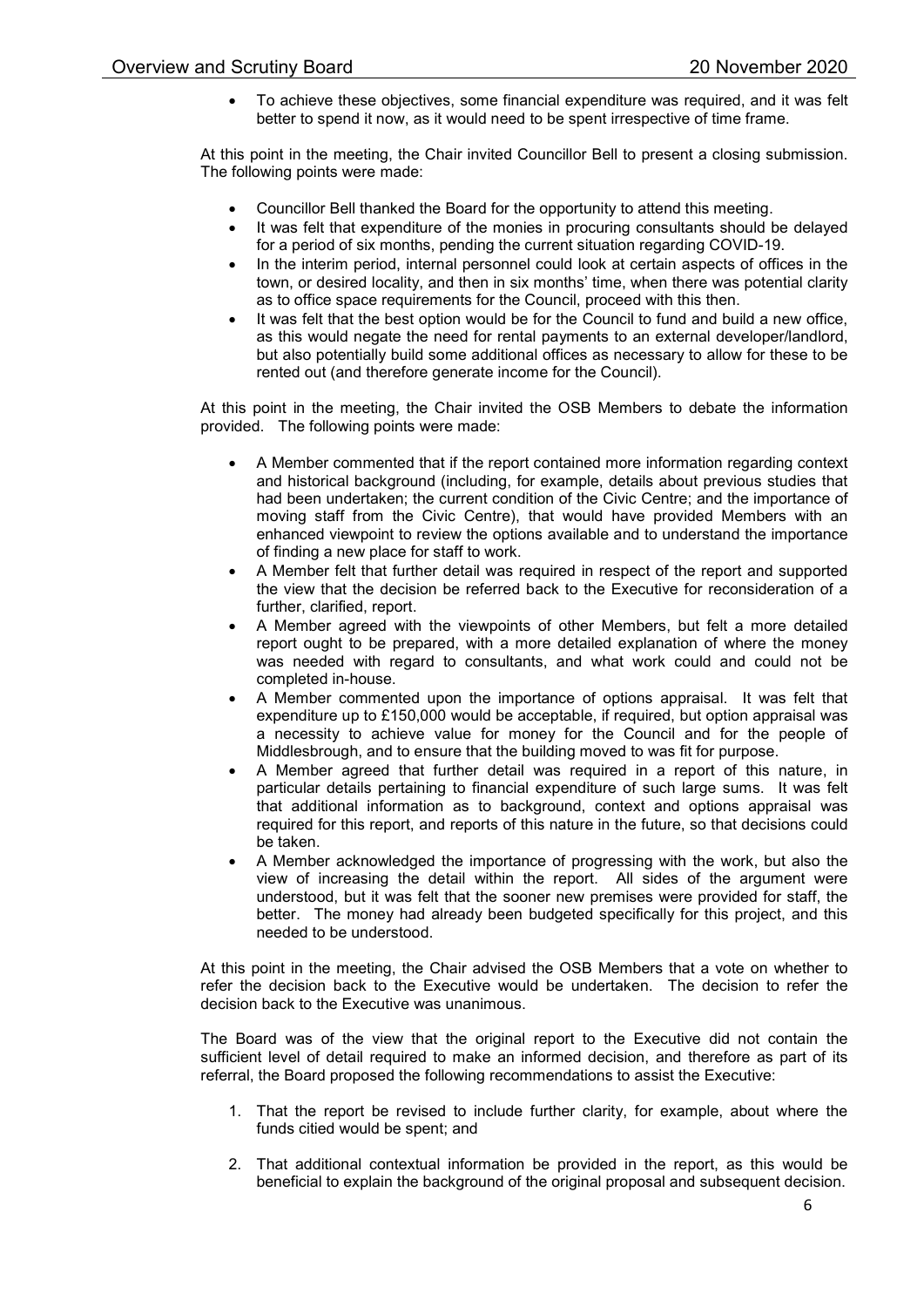- To achieve these objectives, some financial expenditure was required, and it was felt better to spend it now, as it would need to be spent irrespective of time frame.

At this point in the meeting, the Chair invited Councillor Bell to present a closing submission. The following points were made:

- Councillor Bell thanked the Board for the opportunity to attend this meeting.
- It was felt that expenditure of the monies in procuring consultants should be delayed for a period of six months, pending the current situation regarding COVID-19.
- In the interim period, internal personnel could look at certain aspects of offices in the town, or desired locality, and then in six months' time, when there was potential clarity as to office space requirements for the Council, proceed with this then.
- It was felt that the best option would be for the Council to fund and build a new office, as this would negate the need for rental payments to an external developer/landlord, but also potentially build some additional offices as necessary to allow for these to be rented out (and therefore generate income for the Council).

At this point in the meeting, the Chair invited the OSB Members to debate the information provided. The following points were made:

- A Member commented that if the report contained more information regarding context and historical background (including, for example, details about previous studies that had been undertaken; the current condition of the Civic Centre; and the importance of moving staff from the Civic Centre), that would have provided Members with an enhanced viewpoint to review the options available and to understand the importance of finding a new place for staff to work.
- A Member felt that further detail was required in respect of the report and supported the view that the decision be referred back to the Executive for reconsideration of a further, clarified, report.
- A Member agreed with the viewpoints of other Members, but felt a more detailed report ought to be prepared, with a more detailed explanation of where the money was needed with regard to consultants, and what work could and could not be completed in-house.
- A Member commented upon the importance of options appraisal. It was felt that expenditure up to £150,000 would be acceptable, if required, but option appraisal was a necessity to achieve value for money for the Council and for the people of Middlesbrough, and to ensure that the building moved to was fit for purpose.
- A Member agreed that further detail was required in a report of this nature, in particular details pertaining to financial expenditure of such large sums. It was felt that additional information as to background, context and options appraisal was required for this report, and reports of this nature in the future, so that decisions could be taken.
- A Member acknowledged the importance of progressing with the work, but also the view of increasing the detail within the report. All sides of the argument were understood, but it was felt that the sooner new premises were provided for staff, the better. The money had already been budgeted specifically for this project, and this needed to be understood.

At this point in the meeting, the Chair advised the OSB Members that a vote on whether to refer the decision back to the Executive would be undertaken. The decision to refer the decision back to the Executive was unanimous.

The Board was of the view that the original report to the Executive did not contain the sufficient level of detail required to make an informed decision, and therefore as part of its referral, the Board proposed the following recommendations to assist the Executive:

1. That the report be revised to include further clarity, for example, about where the funds citied would be spent; and

2. That additional contextual information be provided in the report, as this would be beneficial to explain the background of the original proposal and subsequent decision.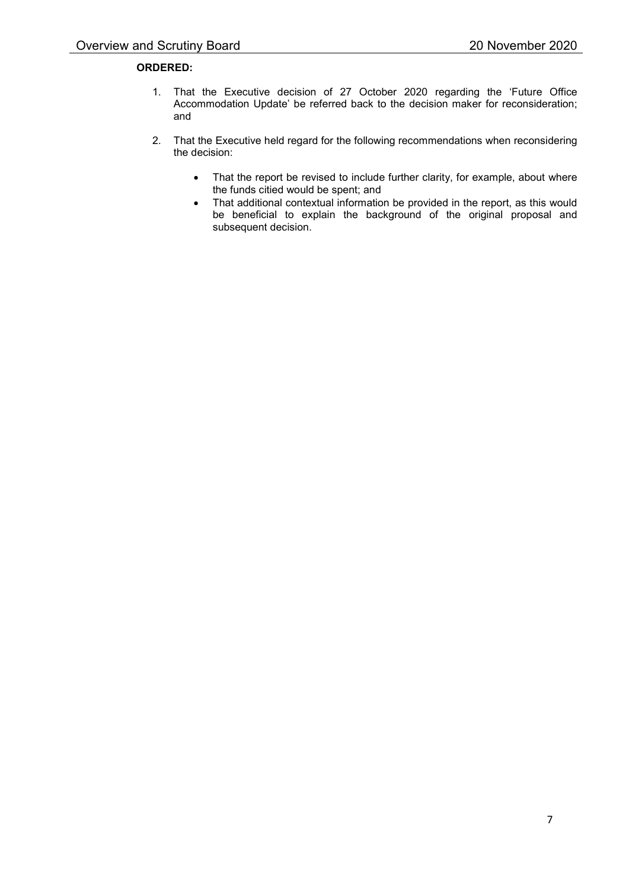**ORDERED:**

1. That the Executive decision of 27 October 2020 regarding the 'Future Office Accommodation Update' be referred back to the decision maker for reconsideration; and

2. That the Executive held regard for the following recommendations when reconsidering the decision:

   - That the report be revised to include further clarity, for example, about where the funds citied would be spent; and
   - That additional contextual information be provided in the report, as this would be beneficial to explain the background of the original proposal and subsequent decision.